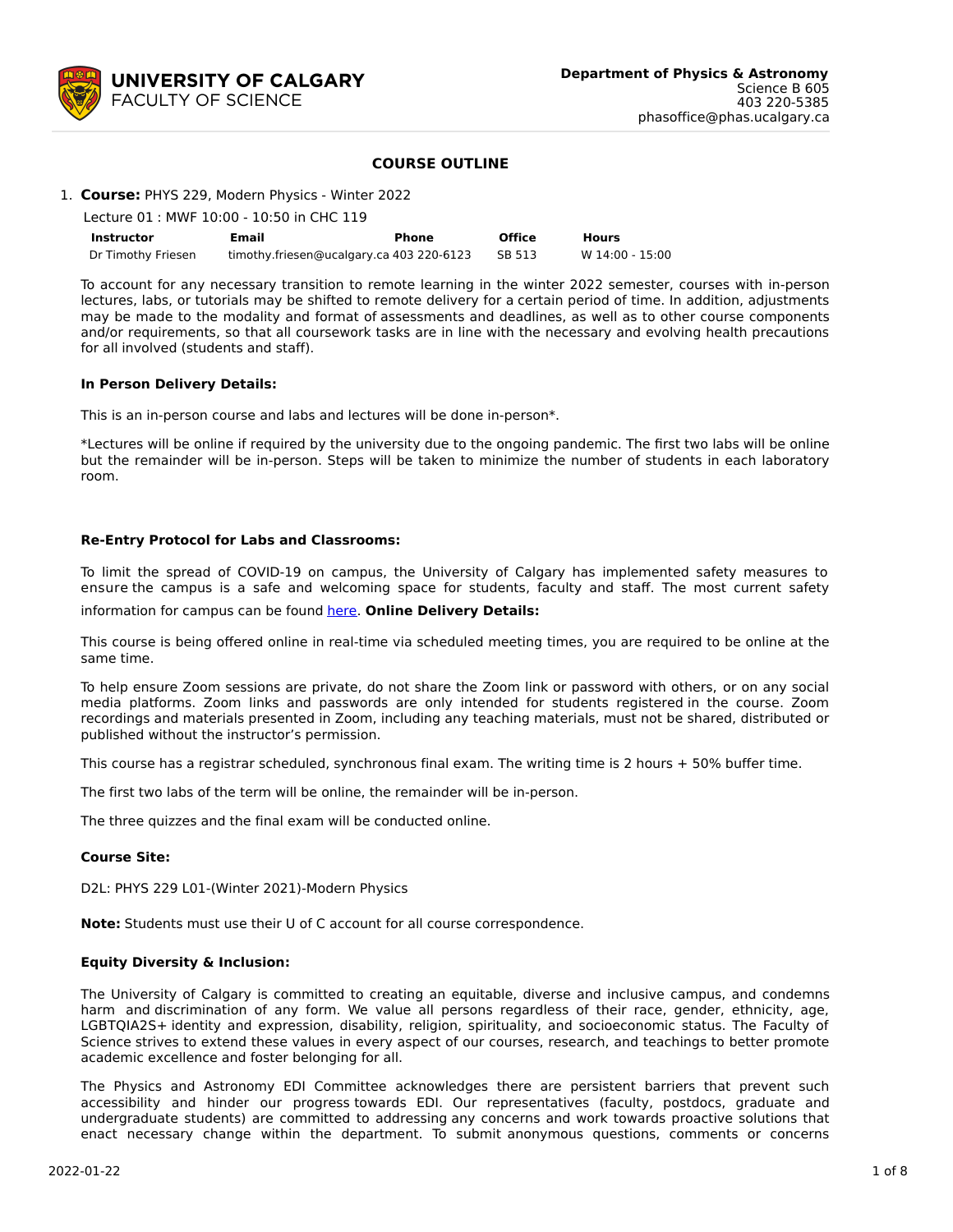**UNIVERSITY OF CALGARY**
FACULTY OF SCIENCE

**Department of Physics & Astronomy**
Science B 605
403 220-5385
phasoffice@phas.ucalgary.ca

## COURSE OUTLINE

1. **Course:** PHYS 229, Modern Physics - Winter 2022

Lecture 01 : MWF 10:00 - 10:50 in CHC 119

| Instructor | Email | Phone | Office | Hours |
|---|---|---|---|---|
| Dr Timothy Friesen | timothy.friesen@ucalgary.ca | 403 220-6123 | SB 513 | W 14:00 - 15:00 |

To account for any necessary transition to remote learning in the winter 2022 semester, courses with in-person lectures, labs, or tutorials may be shifted to remote delivery for a certain period of time. In addition, adjustments may be made to the modality and format of assessments and deadlines, as well as to other course components and/or requirements, so that all coursework tasks are in line with the necessary and evolving health precautions for all involved (students and staff).

**In Person Delivery Details:**

This is an in-person course and labs and lectures will be done in-person*.

*Lectures will be online if required by the university due to the ongoing pandemic. The first two labs will be online but the remainder will be in-person. Steps will be taken to minimize the number of students in each laboratory room.

**Re-Entry Protocol for Labs and Classrooms:**

To limit the spread of COVID-19 on campus, the University of Calgary has implemented safety measures to ensure the campus is a safe and welcoming space for students, faculty and staff. The most current safety information for campus can be found here. **Online Delivery Details:**

This course is being offered online in real-time via scheduled meeting times, you are required to be online at the same time.

To help ensure Zoom sessions are private, do not share the Zoom link or password with others, or on any social media platforms. Zoom links and passwords are only intended for students registered in the course. Zoom recordings and materials presented in Zoom, including any teaching materials, must not be shared, distributed or published without the instructor's permission.

This course has a registrar scheduled, synchronous final exam. The writing time is 2 hours + 50% buffer time.

The first two labs of the term will be online, the remainder will be in-person.

The three quizzes and the final exam will be conducted online.

**Course Site:**

D2L: PHYS 229 L01-(Winter 2021)-Modern Physics

**Note:** Students must use their U of C account for all course correspondence.

**Equity Diversity & Inclusion:**

The University of Calgary is committed to creating an equitable, diverse and inclusive campus, and condemns harm and discrimination of any form. We value all persons regardless of their race, gender, ethnicity, age, LGBTQIA2S+ identity and expression, disability, religion, spirituality, and socioeconomic status. The Faculty of Science strives to extend these values in every aspect of our courses, research, and teachings to better promote academic excellence and foster belonging for all.

The Physics and Astronomy EDI Committee acknowledges there are persistent barriers that prevent such accessibility and hinder our progress towards EDI. Our representatives (faculty, postdocs, graduate and undergraduate students) are committed to addressing any concerns and work towards proactive solutions that enact necessary change within the department. To submit anonymous questions, comments or concerns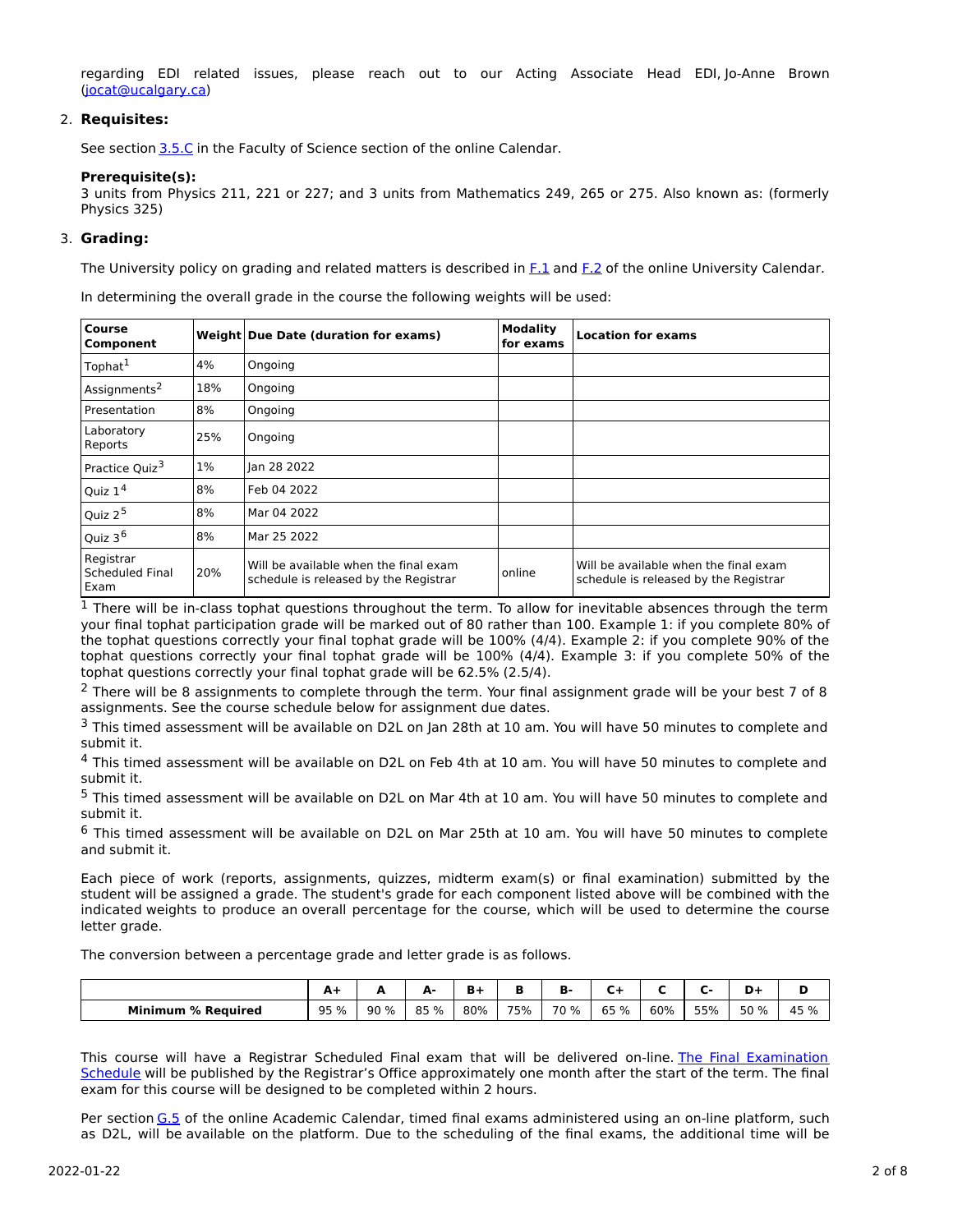regarding EDI related issues, please reach out to our Acting Associate Head EDI, Jo-Anne Brown (jocat@ucalgary.ca)

2. **Requisites:**

   See section 3.5.C in the Faculty of Science section of the online Calendar.

   **Prerequisite(s):**
   3 units from Physics 211, 221 or 227; and 3 units from Mathematics 249, 265 or 275. Also known as: (formerly Physics 325)

3. **Grading:**

   The University policy on grading and related matters is described in F.1 and F.2 of the online University Calendar.

   In determining the overall grade in the course the following weights will be used:

| Course Component | Weight | Due Date (duration for exams) | Modality for exams | Location for exams |
|---|---|---|---|---|
| Tophat[1] | 4% | Ongoing | | |
| Assignments[2] | 18% | Ongoing | | |
| Presentation | 8% | Ongoing | | |
| Laboratory Reports | 25% | Ongoing | | |
| Practice Quiz[3] | 1% | Jan 28 2022 | | |
| Quiz 1[4] | 8% | Feb 04 2022 | | |
| Quiz 2[5] | 8% | Mar 04 2022 | | |
| Quiz 3[6] | 8% | Mar 25 2022 | | |
| Registrar Scheduled Final Exam | 20% | Will be available when the final exam schedule is released by the Registrar | online | Will be available when the final exam schedule is released by the Registrar |

[1] There will be in-class tophat questions throughout the term. To allow for inevitable absences through the term your final tophat participation grade will be marked out of 80 rather than 100. Example 1: if you complete 80% of the tophat questions correctly your final tophat grade will be 100% (4/4). Example 2: if you complete 90% of the tophat questions correctly your final tophat grade will be 100% (4/4). Example 3: if you complete 50% of the tophat questions correctly your final tophat grade will be 62.5% (2.5/4).

[2] There will be 8 assignments to complete through the term. Your final assignment grade will be your best 7 of 8 assignments. See the course schedule below for assignment due dates.

[3] This timed assessment will be available on D2L on Jan 28th at 10 am. You will have 50 minutes to complete and submit it.

[4] This timed assessment will be available on D2L on Feb 4th at 10 am. You will have 50 minutes to complete and submit it.

[5] This timed assessment will be available on D2L on Mar 4th at 10 am. You will have 50 minutes to complete and submit it.

[6] This timed assessment will be available on D2L on Mar 25th at 10 am. You will have 50 minutes to complete and submit it.

Each piece of work (reports, assignments, quizzes, midterm exam(s) or final examination) submitted by the student will be assigned a grade. The student's grade for each component listed above will be combined with the indicated weights to produce an overall percentage for the course, which will be used to determine the course letter grade.

The conversion between a percentage grade and letter grade is as follows.

| | A+ | A | A- | B+ | B | B- | C+ | C | C- | D+ | D |
|---|---|---|---|---|---|---|---|---|---|---|---|
| **Minimum % Required** | 95 % | 90 % | 85 % | 80% | 75% | 70 % | 65 % | 60% | 55% | 50 % | 45 % |

This course will have a Registrar Scheduled Final exam that will be delivered on-line. The Final Examination Schedule will be published by the Registrar's Office approximately one month after the start of the term. The final exam for this course will be designed to be completed within 2 hours.

Per section G.5 of the online Academic Calendar, timed final exams administered using an on-line platform, such as D2L, will be available on the platform. Due to the scheduling of the final exams, the additional time will be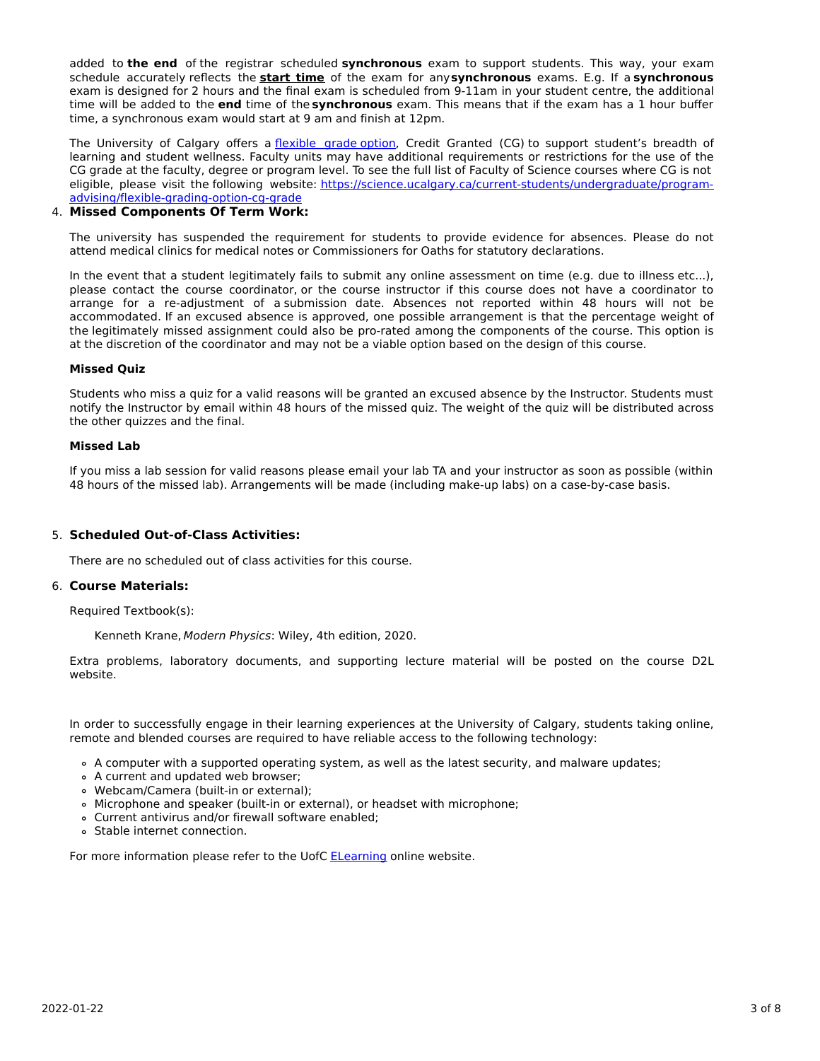added to **the end** of the registrar scheduled **synchronous** exam to support students. This way, your exam schedule accurately reflects the **start time** of the exam for any **synchronous** exams. E.g. If a **synchronous** exam is designed for 2 hours and the final exam is scheduled from 9-11am in your student centre, the additional time will be added to the **end** time of the **synchronous** exam. This means that if the exam has a 1 hour buffer time, a synchronous exam would start at 9 am and finish at 12pm.

The University of Calgary offers a [flexible grade option](), Credit Granted (CG) to support student's breadth of learning and student wellness. Faculty units may have additional requirements or restrictions for the use of the CG grade at the faculty, degree or program level. To see the full list of Faculty of Science courses where CG is not eligible, please visit the following website: [https://science.ucalgary.ca/current-students/undergraduate/program-advising/flexible-grading-option-cg-grade](https://science.ucalgary.ca/current-students/undergraduate/program-advising/flexible-grading-option-cg-grade)

4. **Missed Components Of Term Work:**

The university has suspended the requirement for students to provide evidence for absences. Please do not attend medical clinics for medical notes or Commissioners for Oaths for statutory declarations.

In the event that a student legitimately fails to submit any online assessment on time (e.g. due to illness etc...), please contact the course coordinator, or the course instructor if this course does not have a coordinator to arrange for a re-adjustment of a submission date. Absences not reported within 48 hours will not be accommodated. If an excused absence is approved, one possible arrangement is that the percentage weight of the legitimately missed assignment could also be pro-rated among the components of the course. This option is at the discretion of the coordinator and may not be a viable option based on the design of this course.

**Missed Quiz**

Students who miss a quiz for a valid reasons will be granted an excused absence by the Instructor. Students must notify the Instructor by email within 48 hours of the missed quiz. The weight of the quiz will be distributed across the other quizzes and the final.

**Missed Lab**

If you miss a lab session for valid reasons please email your lab TA and your instructor as soon as possible (within 48 hours of the missed lab). Arrangements will be made (including make-up labs) on a case-by-case basis.

5. **Scheduled Out-of-Class Activities:**

There are no scheduled out of class activities for this course.

6. **Course Materials:**

Required Textbook(s):

Kenneth Krane, *Modern Physics*: Wiley, 4th edition, 2020.

Extra problems, laboratory documents, and supporting lecture material will be posted on the course D2L website.

In order to successfully engage in their learning experiences at the University of Calgary, students taking online, remote and blended courses are required to have reliable access to the following technology:

- A computer with a supported operating system, as well as the latest security, and malware updates;
- A current and updated web browser;
- Webcam/Camera (built-in or external);
- Microphone and speaker (built-in or external), or headset with microphone;
- Current antivirus and/or firewall software enabled;
- Stable internet connection.

For more information please refer to the UofC [ELearning]() online website.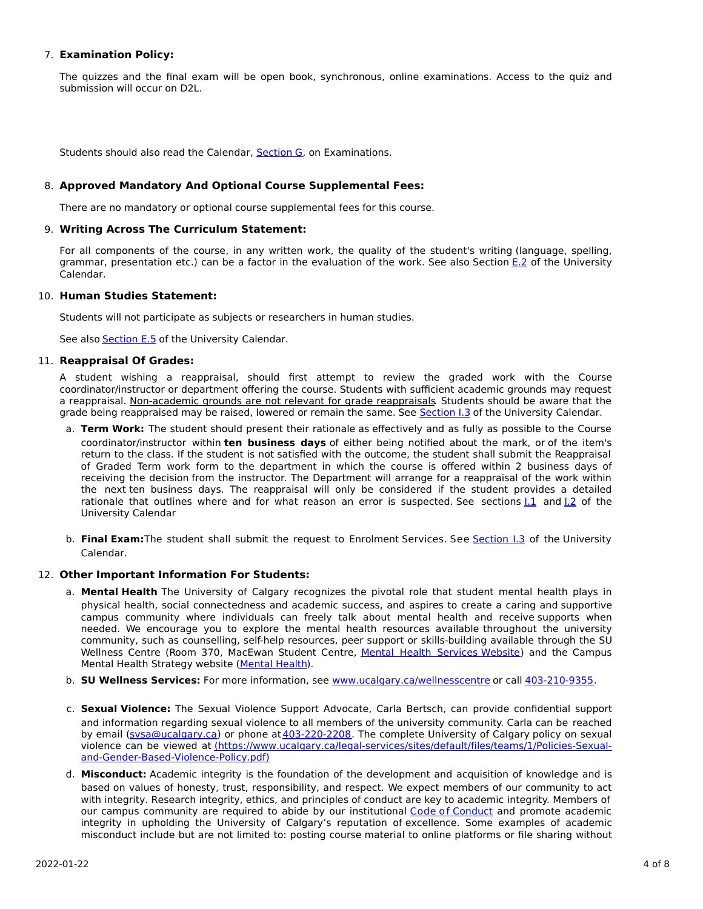7. **Examination Policy:**

   The quizzes and the final exam will be open book, synchronous, online examinations. Access to the quiz and submission will occur on D2L.

   Students should also read the Calendar, Section G, on Examinations.

8. **Approved Mandatory And Optional Course Supplemental Fees:**

   There are no mandatory or optional course supplemental fees for this course.

9. **Writing Across The Curriculum Statement:**

   For all components of the course, in any written work, the quality of the student's writing (language, spelling, grammar, presentation etc.) can be a factor in the evaluation of the work. See also Section E.2 of the University Calendar.

10. **Human Studies Statement:**

    Students will not participate as subjects or researchers in human studies.

    See also Section E.5 of the University Calendar.

11. **Reappraisal Of Grades:**

    A student wishing a reappraisal, should first attempt to review the graded work with the Course coordinator/instructor or department offering the course. Students with sufficient academic grounds may request a reappraisal. Non-academic grounds are not relevant for grade reappraisals. Students should be aware that the grade being reappraised may be raised, lowered or remain the same. See Section I.3 of the University Calendar.

    a. **Term Work:** The student should present their rationale as effectively and as fully as possible to the Course coordinator/instructor within **ten business days** of either being notified about the mark, or of the item's return to the class. If the student is not satisfied with the outcome, the student shall submit the Reappraisal of Graded Term work form to the department in which the course is offered within 2 business days of receiving the decision from the instructor. The Department will arrange for a reappraisal of the work within the next ten business days. The reappraisal will only be considered if the student provides a detailed rationale that outlines where and for what reason an error is suspected. See sections I.1 and I.2 of the University Calendar

    b. **Final Exam:** The student shall submit the request to Enrolment Services. See Section I.3 of the University Calendar.

12. **Other Important Information For Students:**

    a. **Mental Health** The University of Calgary recognizes the pivotal role that student mental health plays in physical health, social connectedness and academic success, and aspires to create a caring and supportive campus community where individuals can freely talk about mental health and receive supports when needed. We encourage you to explore the mental health resources available throughout the university community, such as counselling, self-help resources, peer support or skills-building available through the SU Wellness Centre (Room 370, MacEwan Student Centre, Mental Health Services Website) and the Campus Mental Health Strategy website (Mental Health).

    b. **SU Wellness Services:** For more information, see www.ucalgary.ca/wellnesscentre or call 403-210-9355.

    c. **Sexual Violence:** The Sexual Violence Support Advocate, Carla Bertsch, can provide confidential support and information regarding sexual violence to all members of the university community. Carla can be reached by email (svsa@ucalgary.ca) or phone at 403-220-2208. The complete University of Calgary policy on sexual violence can be viewed at (https://www.ucalgary.ca/legal-services/sites/default/files/teams/1/Policies-Sexual-and-Gender-Based-Violence-Policy.pdf)

    d. **Misconduct:** Academic integrity is the foundation of the development and acquisition of knowledge and is based on values of honesty, trust, responsibility, and respect. We expect members of our community to act with integrity. Research integrity, ethics, and principles of conduct are key to academic integrity. Members of our campus community are required to abide by our institutional Code of Conduct and promote academic integrity in upholding the University of Calgary's reputation of excellence. Some examples of academic misconduct include but are not limited to: posting course material to online platforms or file sharing without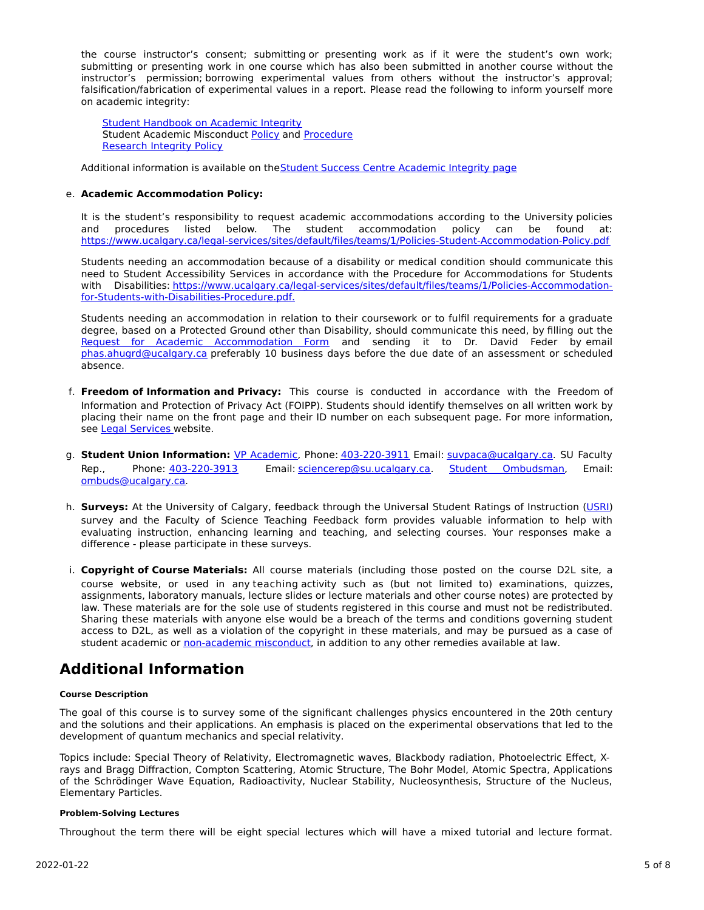the course instructor's consent; submitting or presenting work as if it were the student's own work; submitting or presenting work in one course which has also been submitted in another course without the instructor's permission; borrowing experimental values from others without the instructor's approval; falsification/fabrication of experimental values in a report. Please read the following to inform yourself more on academic integrity:

Student Handbook on Academic Integrity
Student Academic Misconduct Policy and Procedure
Research Integrity Policy

Additional information is available on the Student Success Centre Academic Integrity page

e. **Academic Accommodation Policy:**

It is the student's responsibility to request academic accommodations according to the University policies and procedures listed below. The student accommodation policy can be found at: https://www.ucalgary.ca/legal-services/sites/default/files/teams/1/Policies-Student-Accommodation-Policy.pdf

Students needing an accommodation because of a disability or medical condition should communicate this need to Student Accessibility Services in accordance with the Procedure for Accommodations for Students with Disabilities: https://www.ucalgary.ca/legal-services/sites/default/files/teams/1/Policies-Accommodation-for-Students-with-Disabilities-Procedure.pdf.

Students needing an accommodation in relation to their coursework or to fulfil requirements for a graduate degree, based on a Protected Ground other than Disability, should communicate this need, by filling out the Request for Academic Accommodation Form and sending it to Dr. David Feder by email phas.ahugrd@ucalgary.ca preferably 10 business days before the due date of an assessment or scheduled absence.

f. **Freedom of Information and Privacy:** This course is conducted in accordance with the Freedom of Information and Protection of Privacy Act (FOIPP). Students should identify themselves on all written work by placing their name on the front page and their ID number on each subsequent page. For more information, see Legal Services website.

g. **Student Union Information:** VP Academic, Phone: 403-220-3911 Email: suvpaca@ucalgary.ca. SU Faculty Rep., Phone: 403-220-3913 Email: sciencerep@su.ucalgary.ca. Student Ombudsman, Email: ombuds@ucalgary.ca.

h. **Surveys:** At the University of Calgary, feedback through the Universal Student Ratings of Instruction (USRI) survey and the Faculty of Science Teaching Feedback form provides valuable information to help with evaluating instruction, enhancing learning and teaching, and selecting courses. Your responses make a difference - please participate in these surveys.

i. **Copyright of Course Materials:** All course materials (including those posted on the course D2L site, a course website, or used in any teaching activity such as (but not limited to) examinations, quizzes, assignments, laboratory manuals, lecture slides or lecture materials and other course notes) are protected by law. These materials are for the sole use of students registered in this course and must not be redistributed. Sharing these materials with anyone else would be a breach of the terms and conditions governing student access to D2L, as well as a violation of the copyright in these materials, and may be pursued as a case of student academic or non-academic misconduct, in addition to any other remedies available at law.

# Additional Information

#### Course Description

The goal of this course is to survey some of the significant challenges physics encountered in the 20th century and the solutions and their applications. An emphasis is placed on the experimental observations that led to the development of quantum mechanics and special relativity.

Topics include: Special Theory of Relativity, Electromagnetic waves, Blackbody radiation, Photoelectric Effect, X-rays and Bragg Diffraction, Compton Scattering, Atomic Structure, The Bohr Model, Atomic Spectra, Applications of the Schrödinger Wave Equation, Radioactivity, Nuclear Stability, Nucleosynthesis, Structure of the Nucleus, Elementary Particles.

#### Problem-Solving Lectures

Throughout the term there will be eight special lectures which will have a mixed tutorial and lecture format.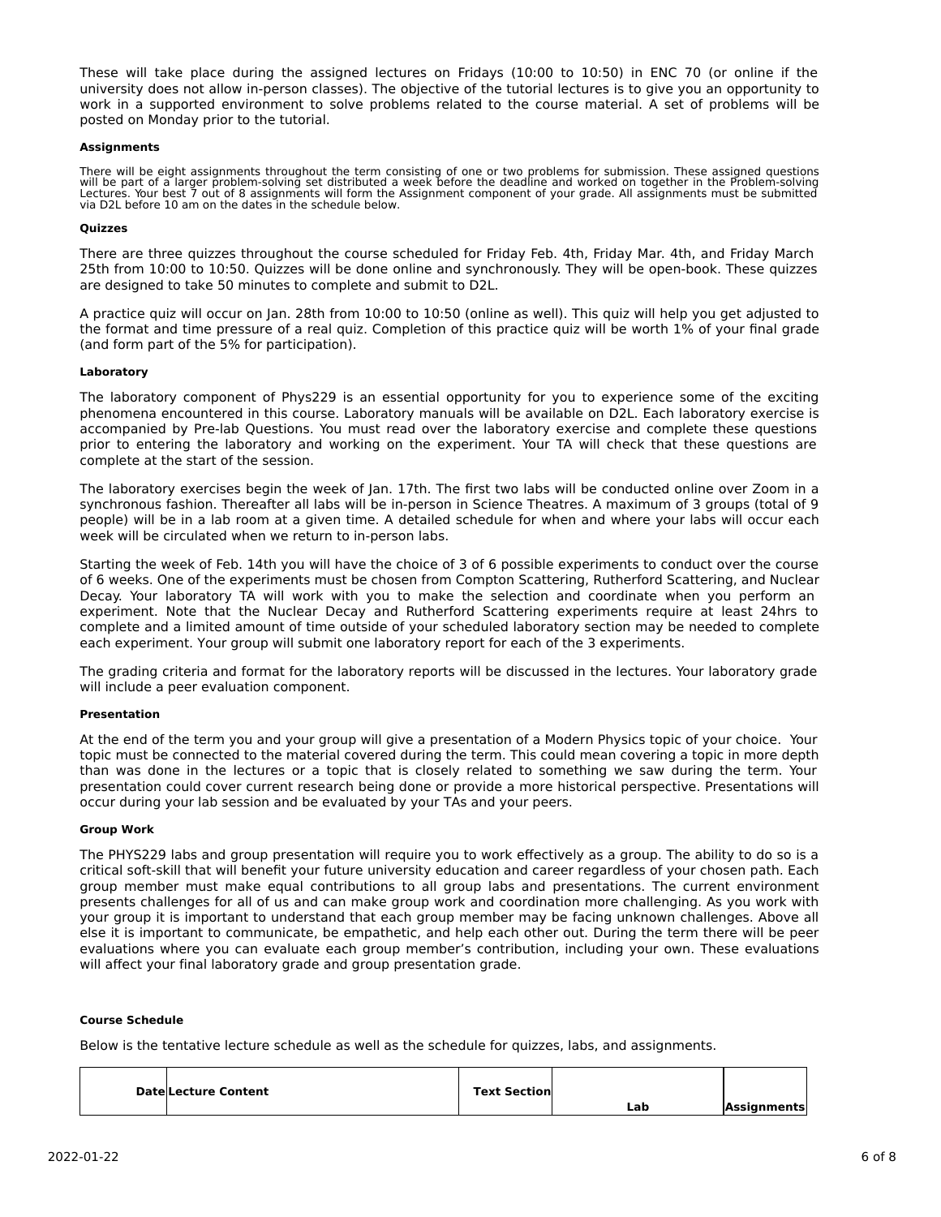These will take place during the assigned lectures on Fridays (10:00 to 10:50) in ENC 70 (or online if the university does not allow in-person classes). The objective of the tutorial lectures is to give you an opportunity to work in a supported environment to solve problems related to the course material. A set of problems will be posted on Monday prior to the tutorial.

**Assignments**

There will be eight assignments throughout the term consisting of one or two problems for submission. These assigned questions will be part of a larger problem-solving set distributed a week before the deadline and worked on together in the Problem-solving Lectures. Your best 7 out of 8 assignments will form the Assignment component of your grade. All assignments must be submitted via D2L before 10 am on the dates in the schedule below.

**Quizzes**

There are three quizzes throughout the course scheduled for Friday Feb. 4th, Friday Mar. 4th, and Friday March 25th from 10:00 to 10:50. Quizzes will be done online and synchronously. They will be open-book. These quizzes are designed to take 50 minutes to complete and submit to D2L.

A practice quiz will occur on Jan. 28th from 10:00 to 10:50 (online as well). This quiz will help you get adjusted to the format and time pressure of a real quiz. Completion of this practice quiz will be worth 1% of your final grade (and form part of the 5% for participation).

**Laboratory**

The laboratory component of Phys229 is an essential opportunity for you to experience some of the exciting phenomena encountered in this course. Laboratory manuals will be available on D2L. Each laboratory exercise is accompanied by Pre-lab Questions. You must read over the laboratory exercise and complete these questions prior to entering the laboratory and working on the experiment. Your TA will check that these questions are complete at the start of the session.

The laboratory exercises begin the week of Jan. 17th. The first two labs will be conducted online over Zoom in a synchronous fashion. Thereafter all labs will be in-person in Science Theatres. A maximum of 3 groups (total of 9 people) will be in a lab room at a given time. A detailed schedule for when and where your labs will occur each week will be circulated when we return to in-person labs.

Starting the week of Feb. 14th you will have the choice of 3 of 6 possible experiments to conduct over the course of 6 weeks. One of the experiments must be chosen from Compton Scattering, Rutherford Scattering, and Nuclear Decay. Your laboratory TA will work with you to make the selection and coordinate when you perform an experiment. Note that the Nuclear Decay and Rutherford Scattering experiments require at least 24hrs to complete and a limited amount of time outside of your scheduled laboratory section may be needed to complete each experiment. Your group will submit one laboratory report for each of the 3 experiments.

The grading criteria and format for the laboratory reports will be discussed in the lectures. Your laboratory grade will include a peer evaluation component.

**Presentation**

At the end of the term you and your group will give a presentation of a Modern Physics topic of your choice. Your topic must be connected to the material covered during the term. This could mean covering a topic in more depth than was done in the lectures or a topic that is closely related to something we saw during the term. Your presentation could cover current research being done or provide a more historical perspective. Presentations will occur during your lab session and be evaluated by your TAs and your peers.

**Group Work**

The PHYS229 labs and group presentation will require you to work effectively as a group. The ability to do so is a critical soft-skill that will benefit your future university education and career regardless of your chosen path. Each group member must make equal contributions to all group labs and presentations. The current environment presents challenges for all of us and can make group work and coordination more challenging. As you work with your group it is important to understand that each group member may be facing unknown challenges. Above all else it is important to communicate, be empathetic, and help each other out. During the term there will be peer evaluations where you can evaluate each group member's contribution, including your own. These evaluations will affect your final laboratory grade and group presentation grade.

**Course Schedule**

Below is the tentative lecture schedule as well as the schedule for quizzes, labs, and assignments.

| Date | Lecture Content | Text Section | Lab | Assignments |
|---|---|---|---|---|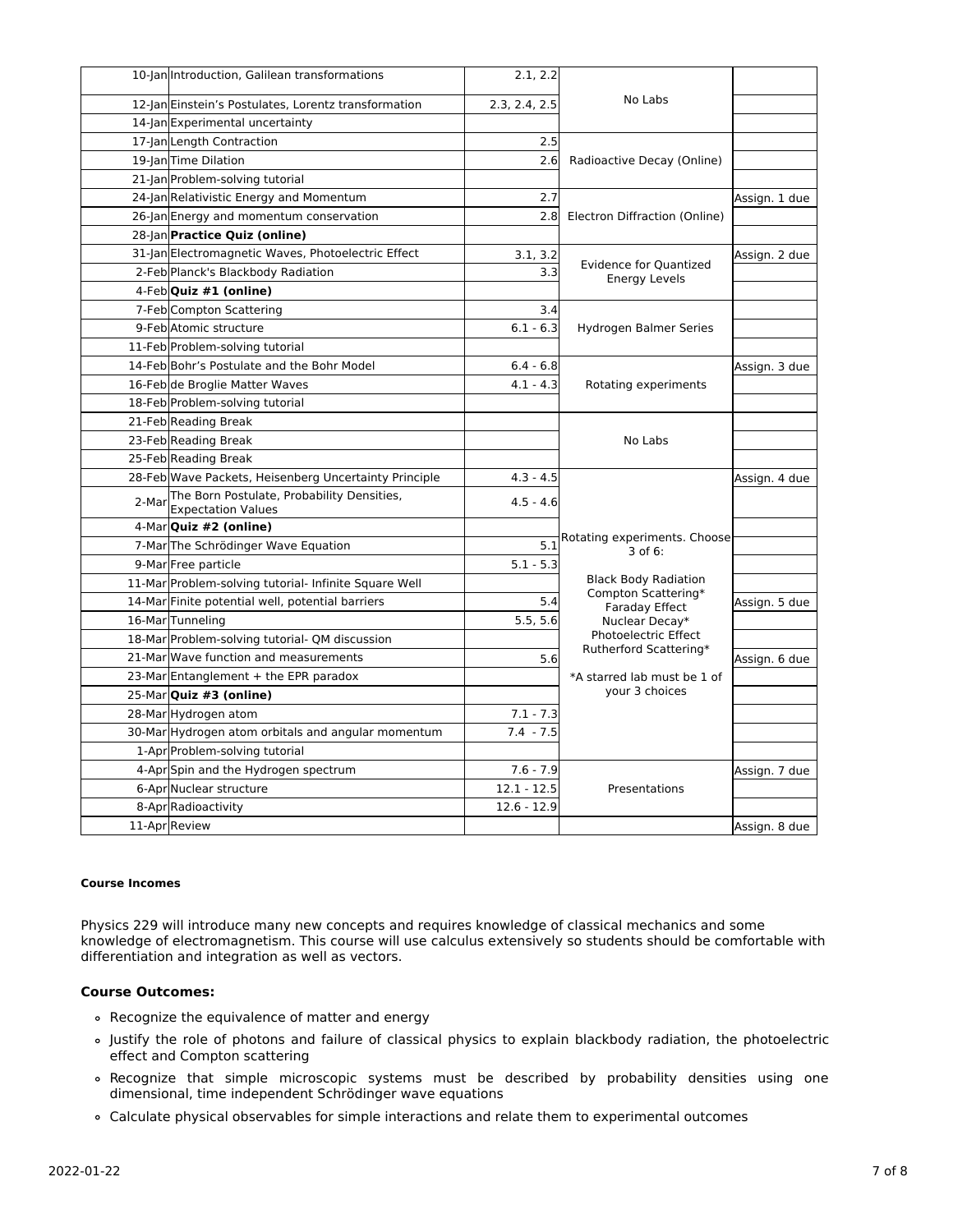| Date | Topic | Sections | Labs | Assignments |
|---|---|---|---|---|
| 10-Jan | Introduction, Galilean transformations | 2.1, 2.2 | No Labs | |
| 12-Jan | Einstein's Postulates, Lorentz transformation | 2.3, 2.4, 2.5 | | |
| 14-Jan | Experimental uncertainty | | | |
| 17-Jan | Length Contraction | 2.5 | Radioactive Decay (Online) | |
| 19-Jan | Time Dilation | 2.6 | | |
| 21-Jan | Problem-solving tutorial | | | |
| 24-Jan | Relativistic Energy and Momentum | 2.7 | Electron Diffraction (Online) | Assign. 1 due |
| 26-Jan | Energy and momentum conservation | 2.8 | | |
| 28-Jan | **Practice Quiz (online)** | | | |
| 31-Jan | Electromagnetic Waves, Photoelectric Effect | 3.1, 3.2 | Evidence for Quantized Energy Levels | Assign. 2 due |
| 2-Feb | Planck's Blackbody Radiation | 3.3 | | |
| 4-Feb | **Quiz #1 (online)** | | | |
| 7-Feb | Compton Scattering | 3.4 | Hydrogen Balmer Series | |
| 9-Feb | Atomic structure | 6.1 - 6.3 | | |
| 11-Feb | Problem-solving tutorial | | | |
| 14-Feb | Bohr's Postulate and the Bohr Model | 6.4 - 6.8 | Rotating experiments | Assign. 3 due |
| 16-Feb | de Broglie Matter Waves | 4.1 - 4.3 | | |
| 18-Feb | Problem-solving tutorial | | | |
| 21-Feb | Reading Break | | No Labs | |
| 23-Feb | Reading Break | | | |
| 25-Feb | Reading Break | | | |
| 28-Feb | Wave Packets, Heisenberg Uncertainty Principle | 4.3 - 4.5 | Rotating experiments. Choose 3 of 6: Black Body Radiation, Compton Scattering*, Faraday Effect, Nuclear Decay*, Photoelectric Effect, Rutherford Scattering*. *A starred lab must be 1 of your 3 choices | Assign. 4 due |
| 2-Mar | The Born Postulate, Probability Densities, Expectation Values | 4.5 - 4.6 | | |
| 4-Mar | **Quiz #2 (online)** | | | |
| 7-Mar | The Schrödinger Wave Equation | 5.1 | | |
| 9-Mar | Free particle | 5.1 - 5.3 | | |
| 11-Mar | Problem-solving tutorial- Infinite Square Well | | | |
| 14-Mar | Finite potential well, potential barriers | 5.4 | | Assign. 5 due |
| 16-Mar | Tunneling | 5.5, 5.6 | | |
| 18-Mar | Problem-solving tutorial- QM discussion | | | |
| 21-Mar | Wave function and measurements | 5.6 | | Assign. 6 due |
| 23-Mar | Entanglement + the EPR paradox | | | |
| 25-Mar | **Quiz #3 (online)** | | | |
| 28-Mar | Hydrogen atom | 7.1 - 7.3 | | |
| 30-Mar | Hydrogen atom orbitals and angular momentum | 7.4 - 7.5 | | |
| 1-Apr | Problem-solving tutorial | | | |
| 4-Apr | Spin and the Hydrogen spectrum | 7.6 - 7.9 | Presentations | Assign. 7 due |
| 6-Apr | Nuclear structure | 12.1 - 12.5 | | |
| 8-Apr | Radioactivity | 12.6 - 12.9 | | |
| 11-Apr | Review | | | Assign. 8 due |

#### Course Incomes

Physics 229 will introduce many new concepts and requires knowledge of classical mechanics and some knowledge of electromagnetism. This course will use calculus extensively so students should be comfortable with differentiation and integration as well as vectors.

### Course Outcomes:

- Recognize the equivalence of matter and energy
- Justify the role of photons and failure of classical physics to explain blackbody radiation, the photoelectric effect and Compton scattering
- Recognize that simple microscopic systems must be described by probability densities using one dimensional, time independent Schrödinger wave equations
- Calculate physical observables for simple interactions and relate them to experimental outcomes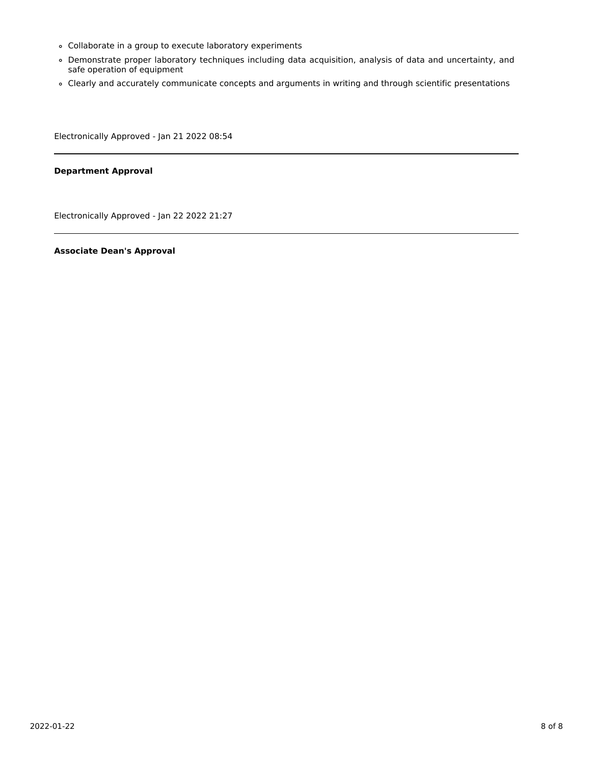- Collaborate in a group to execute laboratory experiments
- Demonstrate proper laboratory techniques including data acquisition, analysis of data and uncertainty, and safe operation of equipment
- Clearly and accurately communicate concepts and arguments in writing and through scientific presentations

Electronically Approved - Jan 21 2022 08:54

---

**Department Approval**

Electronically Approved - Jan 22 2022 21:27

---

**Associate Dean's Approval**